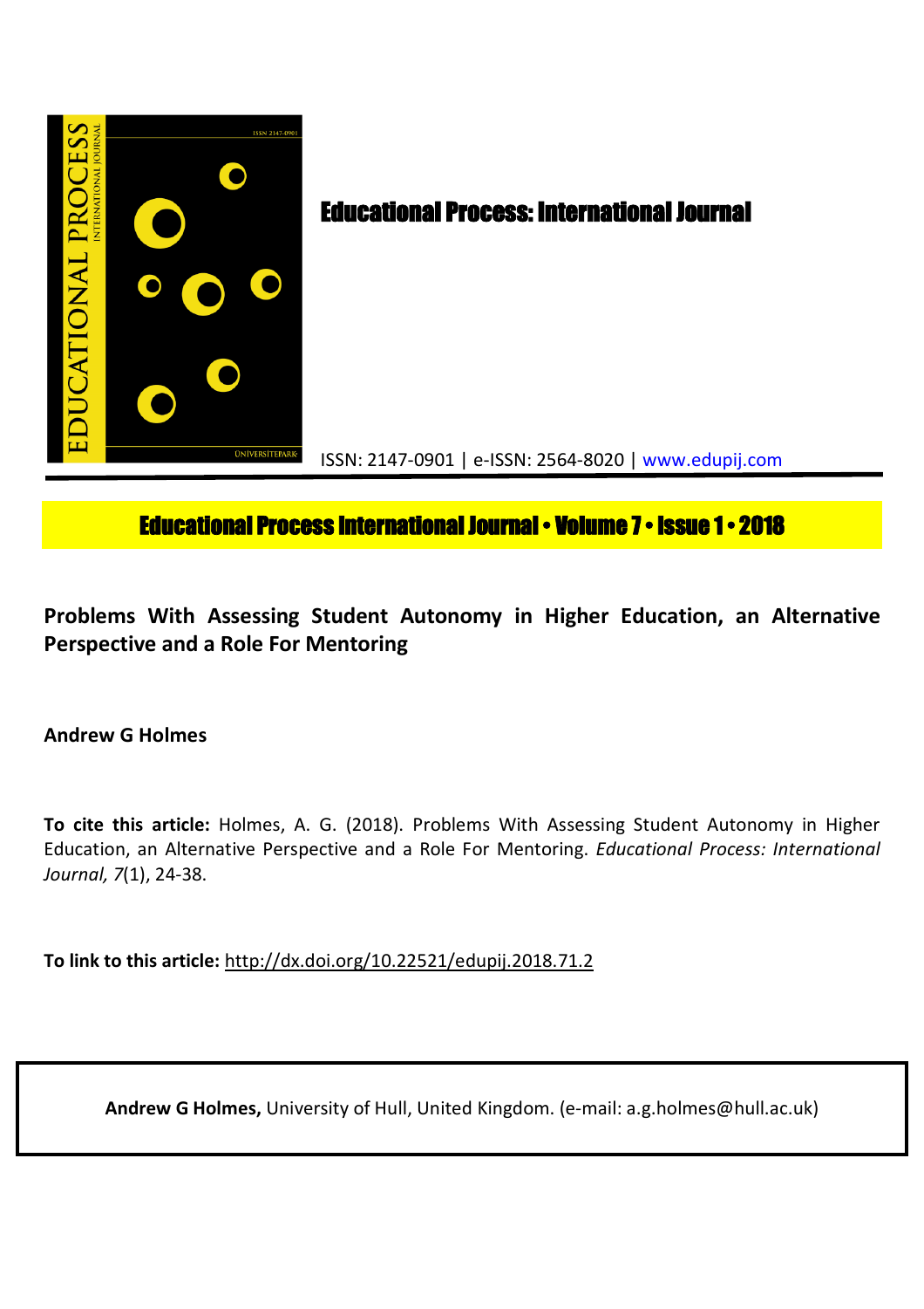# Educational Process: International Journal

ISSN: 2147-0901 | e-ISSN: 2564-8020 | www.edupij.com

**Educational Process International Journal • Volume 7 • Issue 1 • 2018**

## Problems With Assessing Student Autonomy in Higher Education, an Alternative Perspective and a Role For Mentoring

**Andrew G Holmes**

**To cite this article:** Holmes, A. G. (2018). Problems With Assessing Student Autonomy in Higher Education, an Alternative Perspective and a Role For Mentoring. *Educational Process: International Journal, 7*(1), 24-38.

**To link to this article:** http://dx.doi.org/10.22521/edupij.2018.71.2

**Andrew G Holmes,** University of Hull, United Kingdom. (e-mail: a.g.holmes@hull.ac.uk)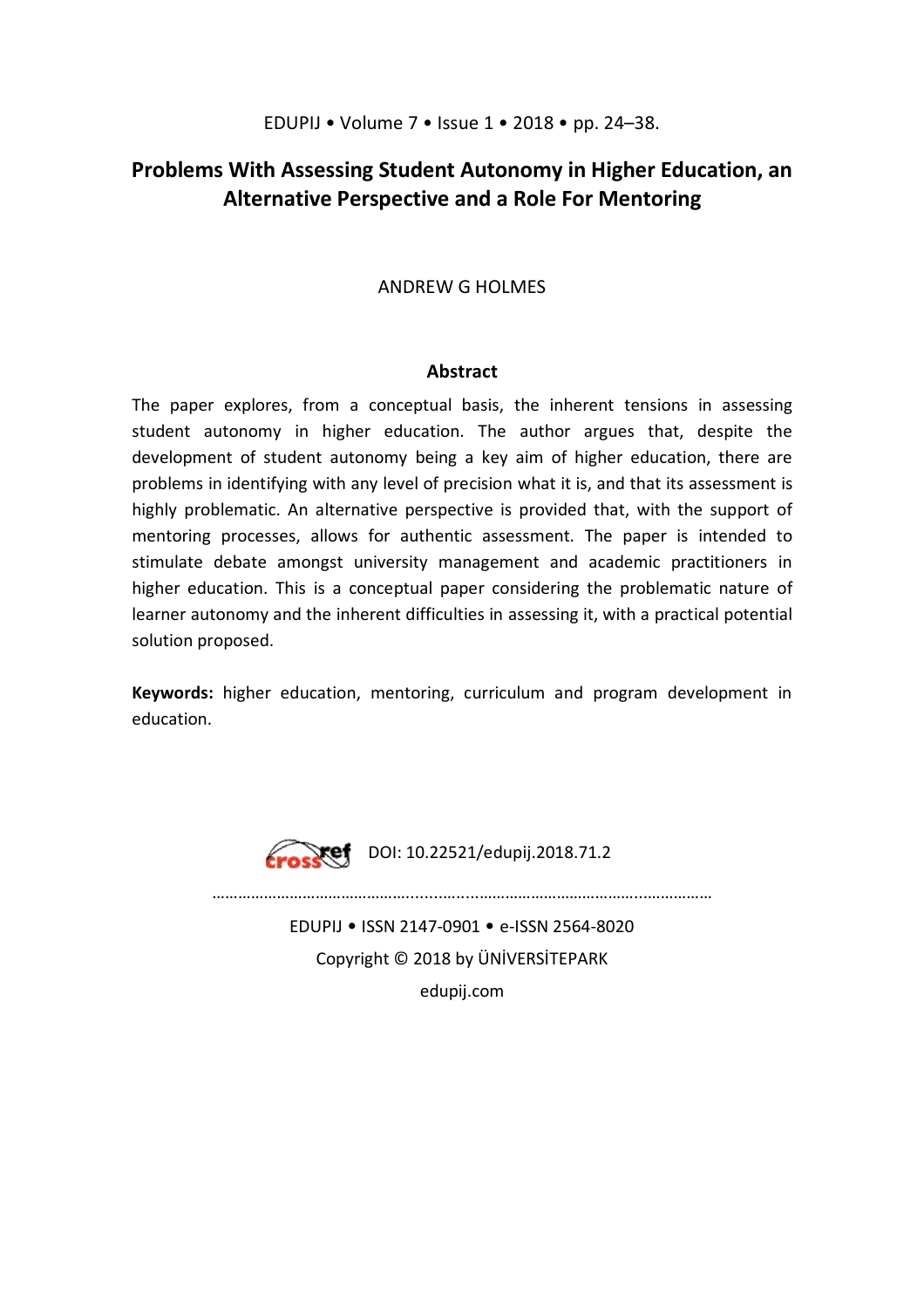# Problems With Assessing Student Autonomy in Higher Education, an Alternative Perspective and a Role For Mentoring

ANDREW G HOLMES

## Abstract

The paper explores, from a conceptual basis, the inherent tensions in assessing student autonomy in higher education. The author argues that, despite the development of student autonomy being a key aim of higher education, there are problems in identifying with any level of precision what it is, and that its assessment is highly problematic. An alternative perspective is provided that, with the support of mentoring processes, allows for authentic assessment. The paper is intended to stimulate debate amongst university management and academic practitioners in higher education. This is a conceptual paper considering the problematic nature of learner autonomy and the inherent difficulties in assessing it, with a practical potential solution proposed.

**Keywords:** higher education, mentoring, curriculum and program development in education.

DOI: 10.22521/edupij.2018.71.2

EDUPIJ • ISSN 2147-0901 • e-ISSN 2564-8020

Copyright © 2018 by ÜNİVERSİTEPARK

edupij.com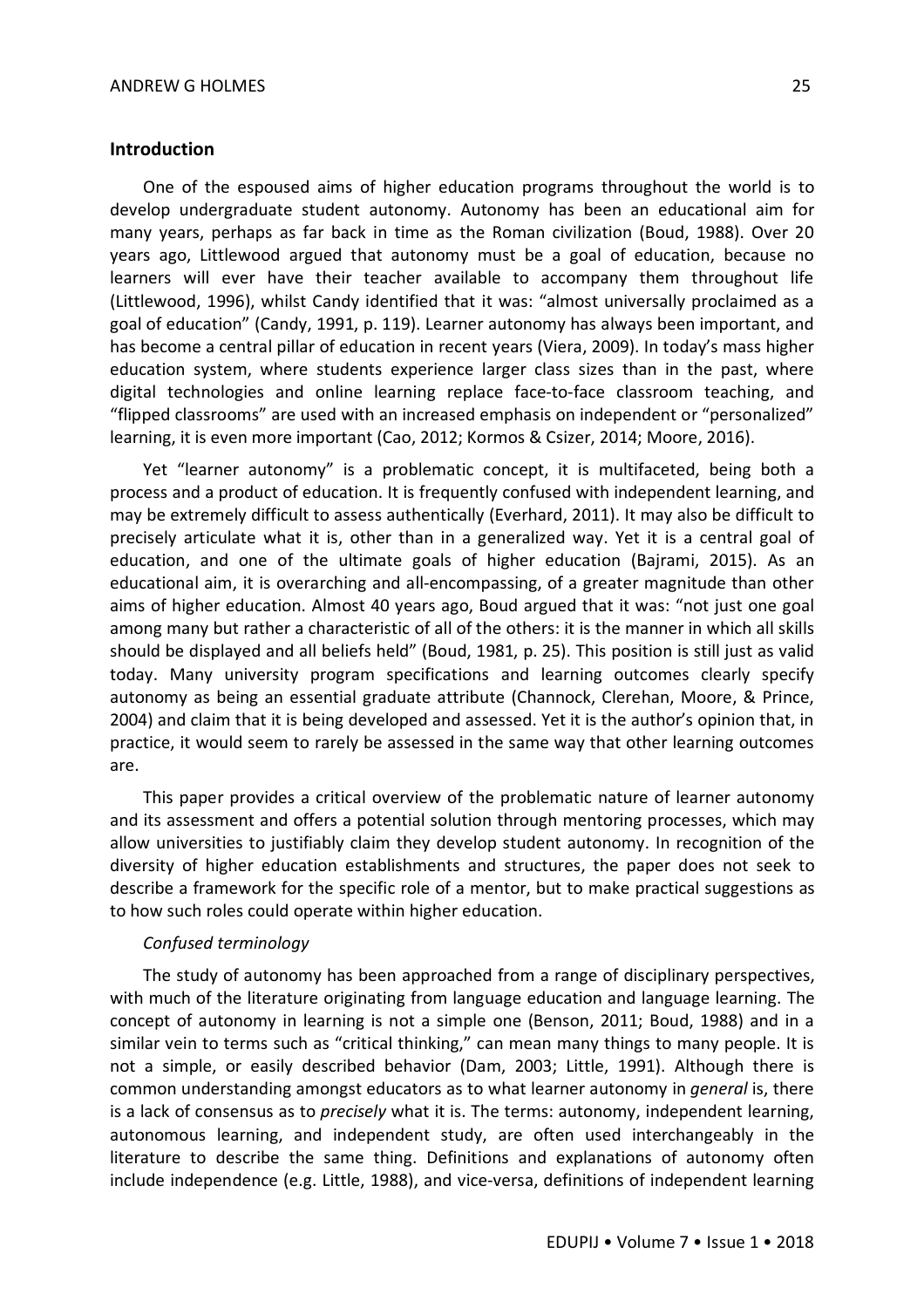## Introduction

One of the espoused aims of higher education programs throughout the world is to develop undergraduate student autonomy. Autonomy has been an educational aim for many years, perhaps as far back in time as the Roman civilization (Boud, 1988). Over 20 years ago, Littlewood argued that autonomy must be a goal of education, because no learners will ever have their teacher available to accompany them throughout life (Littlewood, 1996), whilst Candy identified that it was: "almost universally proclaimed as a goal of education" (Candy, 1991, p. 119). Learner autonomy has always been important, and has become a central pillar of education in recent years (Viera, 2009). In today's mass higher education system, where students experience larger class sizes than in the past, where digital technologies and online learning replace face-to-face classroom teaching, and "flipped classrooms" are used with an increased emphasis on independent or "personalized" learning, it is even more important (Cao, 2012; Kormos & Csizer, 2014; Moore, 2016).

Yet "learner autonomy" is a problematic concept, it is multifaceted, being both a process and a product of education. It is frequently confused with independent learning, and may be extremely difficult to assess authentically (Everhard, 2011). It may also be difficult to precisely articulate what it is, other than in a generalized way. Yet it is a central goal of education, and one of the ultimate goals of higher education (Bajrami, 2015). As an educational aim, it is overarching and all-encompassing, of a greater magnitude than other aims of higher education. Almost 40 years ago, Boud argued that it was: "not just one goal among many but rather a characteristic of all of the others: it is the manner in which all skills should be displayed and all beliefs held" (Boud, 1981, p. 25). This position is still just as valid today. Many university program specifications and learning outcomes clearly specify autonomy as being an essential graduate attribute (Channock, Clerehan, Moore, & Prince, 2004) and claim that it is being developed and assessed. Yet it is the author's opinion that, in practice, it would seem to rarely be assessed in the same way that other learning outcomes are.

This paper provides a critical overview of the problematic nature of learner autonomy and its assessment and offers a potential solution through mentoring processes, which may allow universities to justifiably claim they develop student autonomy. In recognition of the diversity of higher education establishments and structures, the paper does not seek to describe a framework for the specific role of a mentor, but to make practical suggestions as to how such roles could operate within higher education.

### *Confused terminology*

The study of autonomy has been approached from a range of disciplinary perspectives, with much of the literature originating from language education and language learning. The concept of autonomy in learning is not a simple one (Benson, 2011; Boud, 1988) and in a similar vein to terms such as "critical thinking," can mean many things to many people. It is not a simple, or easily described behavior (Dam, 2003; Little, 1991). Although there is common understanding amongst educators as to what learner autonomy in *general* is, there is a lack of consensus as to *precisely* what it is. The terms: autonomy, independent learning, autonomous learning, and independent study, are often used interchangeably in the literature to describe the same thing. Definitions and explanations of autonomy often include independence (e.g. Little, 1988), and vice-versa, definitions of independent learning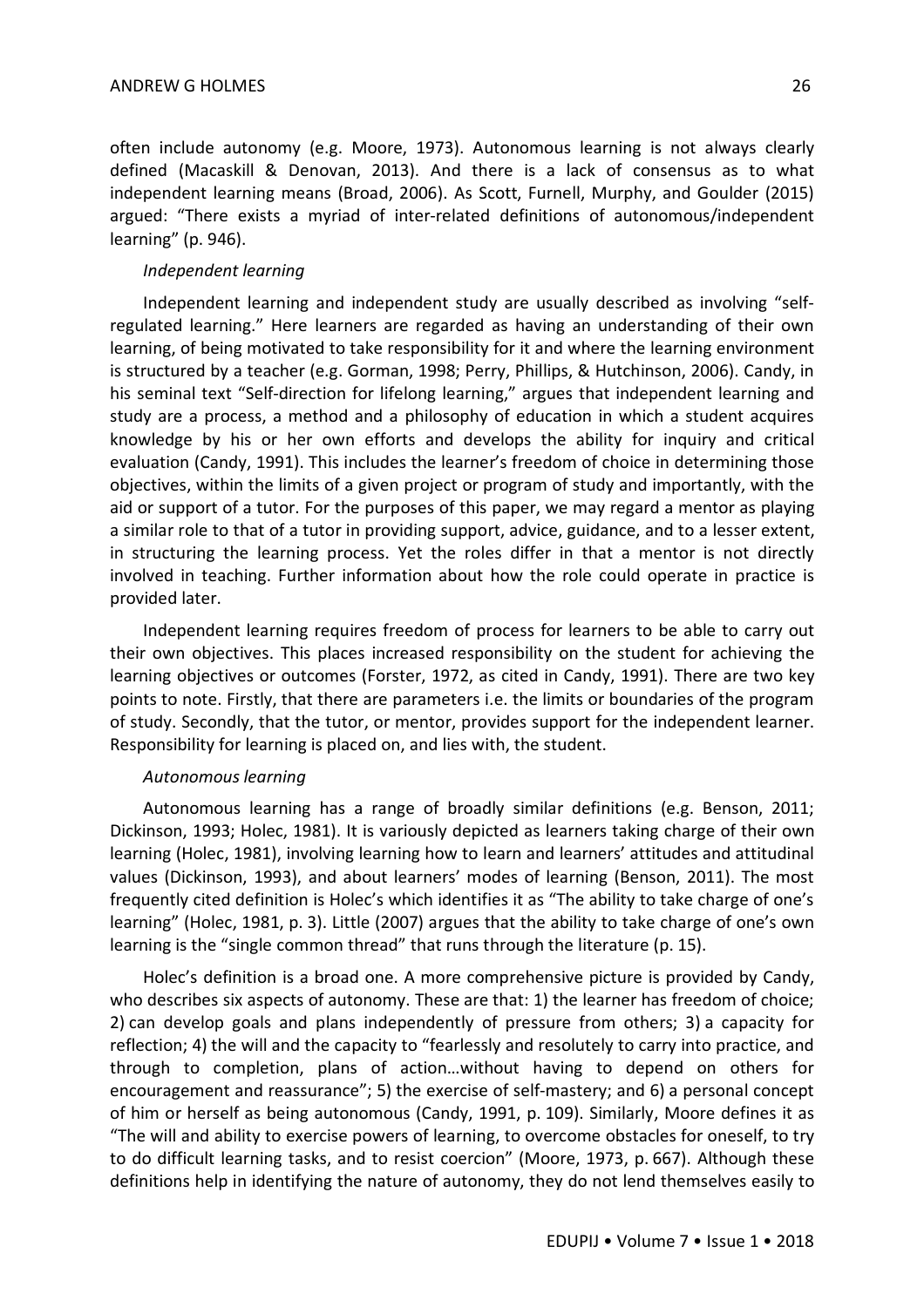often include autonomy (e.g. Moore, 1973). Autonomous learning is not always clearly defined (Macaskill & Denovan, 2013). And there is a lack of consensus as to what independent learning means (Broad, 2006). As Scott, Furnell, Murphy, and Goulder (2015) argued: "There exists a myriad of inter-related definitions of autonomous/independent learning" (p. 946).

### *Independent learning*

Independent learning and independent study are usually described as involving "self-regulated learning." Here learners are regarded as having an understanding of their own learning, of being motivated to take responsibility for it and where the learning environment is structured by a teacher (e.g. Gorman, 1998; Perry, Phillips, & Hutchinson, 2006). Candy, in his seminal text "Self-direction for lifelong learning," argues that independent learning and study are a process, a method and a philosophy of education in which a student acquires knowledge by his or her own efforts and develops the ability for inquiry and critical evaluation (Candy, 1991). This includes the learner's freedom of choice in determining those objectives, within the limits of a given project or program of study and importantly, with the aid or support of a tutor. For the purposes of this paper, we may regard a mentor as playing a similar role to that of a tutor in providing support, advice, guidance, and to a lesser extent, in structuring the learning process. Yet the roles differ in that a mentor is not directly involved in teaching. Further information about how the role could operate in practice is provided later.

Independent learning requires freedom of process for learners to be able to carry out their own objectives. This places increased responsibility on the student for achieving the learning objectives or outcomes (Forster, 1972, as cited in Candy, 1991). There are two key points to note. Firstly, that there are parameters i.e. the limits or boundaries of the program of study. Secondly, that the tutor, or mentor, provides support for the independent learner. Responsibility for learning is placed on, and lies with, the student.

### *Autonomous learning*

Autonomous learning has a range of broadly similar definitions (e.g. Benson, 2011; Dickinson, 1993; Holec, 1981). It is variously depicted as learners taking charge of their own learning (Holec, 1981), involving learning how to learn and learners' attitudes and attitudinal values (Dickinson, 1993), and about learners' modes of learning (Benson, 2011). The most frequently cited definition is Holec's which identifies it as "The ability to take charge of one's learning" (Holec, 1981, p. 3). Little (2007) argues that the ability to take charge of one's own learning is the "single common thread" that runs through the literature (p. 15).

Holec's definition is a broad one. A more comprehensive picture is provided by Candy, who describes six aspects of autonomy. These are that: 1) the learner has freedom of choice; 2) can develop goals and plans independently of pressure from others; 3) a capacity for reflection; 4) the will and the capacity to "fearlessly and resolutely to carry into practice, and through to completion, plans of action…without having to depend on others for encouragement and reassurance"; 5) the exercise of self-mastery; and 6) a personal concept of him or herself as being autonomous (Candy, 1991, p. 109). Similarly, Moore defines it as "The will and ability to exercise powers of learning, to overcome obstacles for oneself, to try to do difficult learning tasks, and to resist coercion" (Moore, 1973, p. 667). Although these definitions help in identifying the nature of autonomy, they do not lend themselves easily to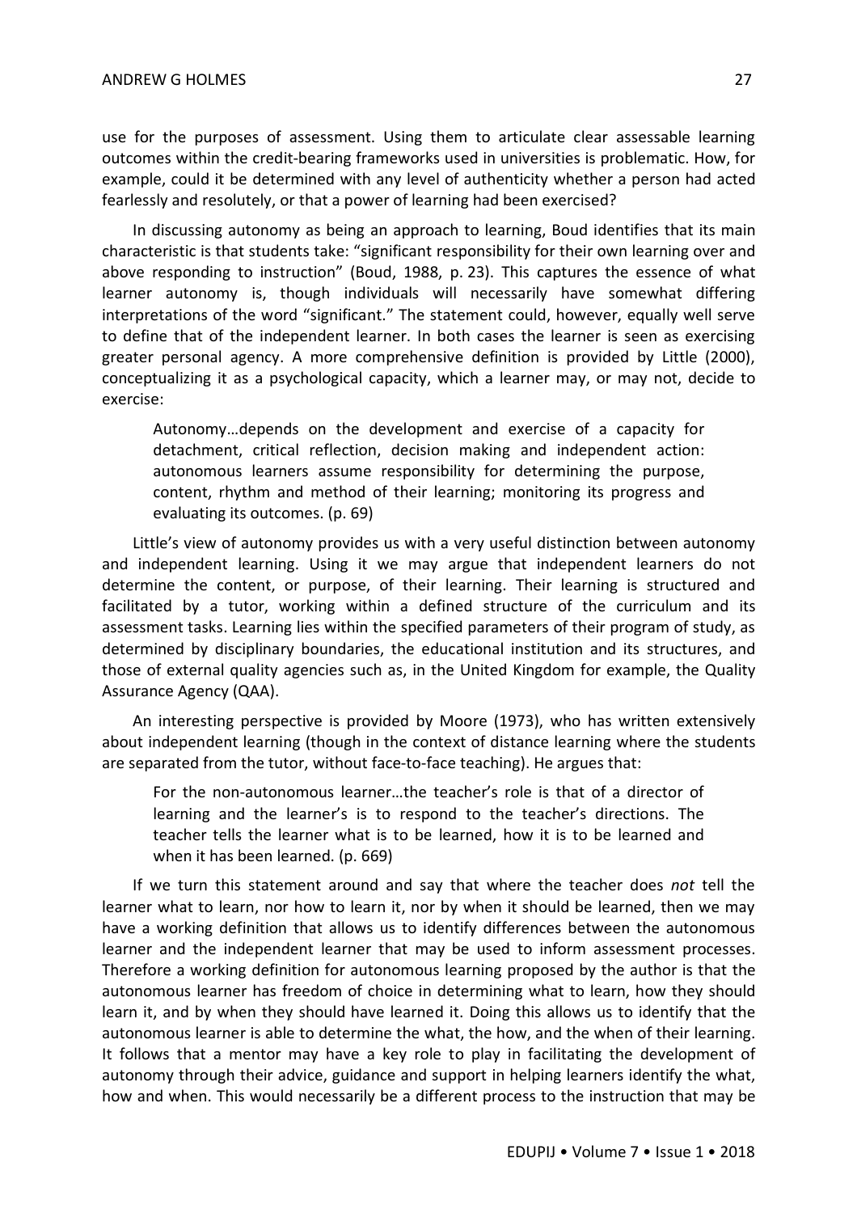use for the purposes of assessment. Using them to articulate clear assessable learning outcomes within the credit-bearing frameworks used in universities is problematic. How, for example, could it be determined with any level of authenticity whether a person had acted fearlessly and resolutely, or that a power of learning had been exercised?

In discussing autonomy as being an approach to learning, Boud identifies that its main characteristic is that students take: "significant responsibility for their own learning over and above responding to instruction" (Boud, 1988, p. 23). This captures the essence of what learner autonomy is, though individuals will necessarily have somewhat differing interpretations of the word "significant." The statement could, however, equally well serve to define that of the independent learner. In both cases the learner is seen as exercising greater personal agency. A more comprehensive definition is provided by Little (2000), conceptualizing it as a psychological capacity, which a learner may, or may not, decide to exercise:

> Autonomy…depends on the development and exercise of a capacity for detachment, critical reflection, decision making and independent action: autonomous learners assume responsibility for determining the purpose, content, rhythm and method of their learning; monitoring its progress and evaluating its outcomes. (p. 69)

Little's view of autonomy provides us with a very useful distinction between autonomy and independent learning. Using it we may argue that independent learners do not determine the content, or purpose, of their learning. Their learning is structured and facilitated by a tutor, working within a defined structure of the curriculum and its assessment tasks. Learning lies within the specified parameters of their program of study, as determined by disciplinary boundaries, the educational institution and its structures, and those of external quality agencies such as, in the United Kingdom for example, the Quality Assurance Agency (QAA).

An interesting perspective is provided by Moore (1973), who has written extensively about independent learning (though in the context of distance learning where the students are separated from the tutor, without face-to-face teaching). He argues that:

> For the non-autonomous learner…the teacher's role is that of a director of learning and the learner's is to respond to the teacher's directions. The teacher tells the learner what is to be learned, how it is to be learned and when it has been learned. (p. 669)

If we turn this statement around and say that where the teacher does *not* tell the learner what to learn, nor how to learn it, nor by when it should be learned, then we may have a working definition that allows us to identify differences between the autonomous learner and the independent learner that may be used to inform assessment processes. Therefore a working definition for autonomous learning proposed by the author is that the autonomous learner has freedom of choice in determining what to learn, how they should learn it, and by when they should have learned it. Doing this allows us to identify that the autonomous learner is able to determine the what, the how, and the when of their learning. It follows that a mentor may have a key role to play in facilitating the development of autonomy through their advice, guidance and support in helping learners identify the what, how and when. This would necessarily be a different process to the instruction that may be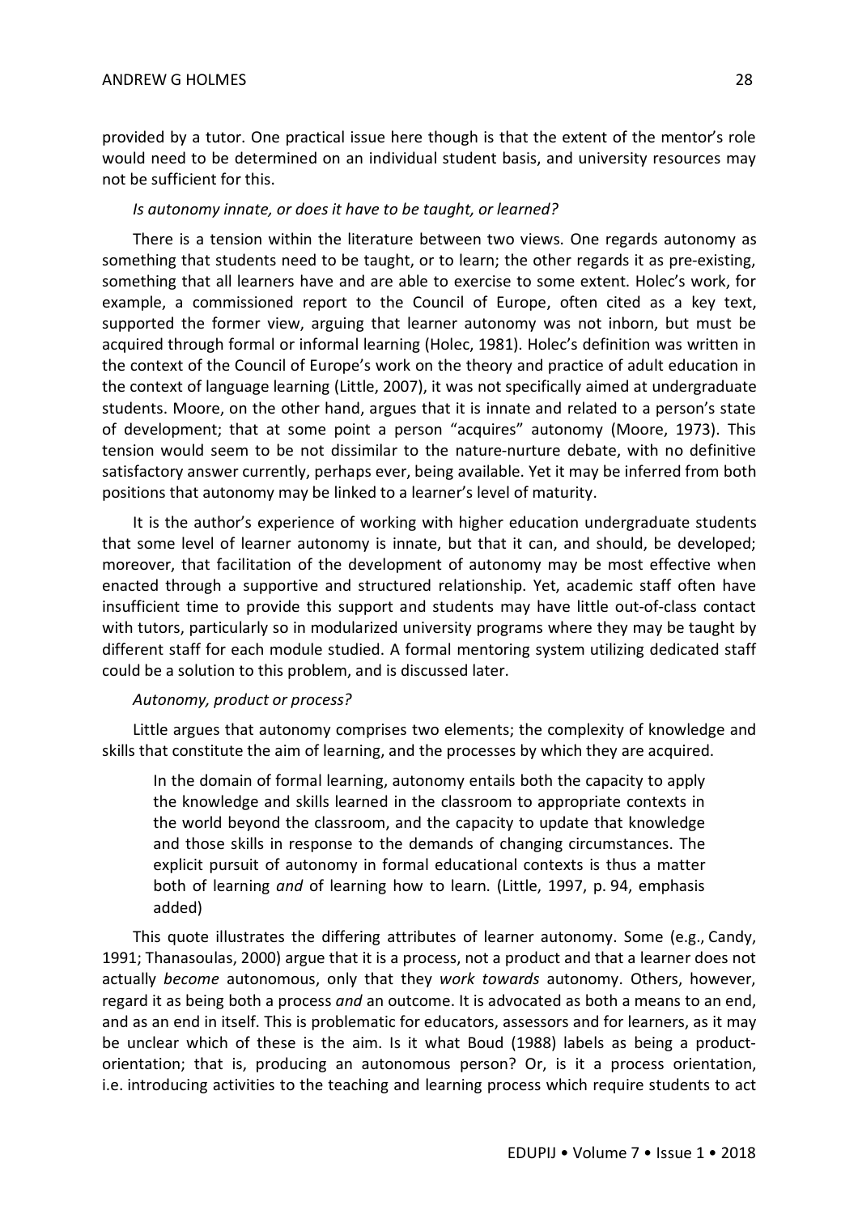provided by a tutor. One practical issue here though is that the extent of the mentor's role would need to be determined on an individual student basis, and university resources may not be sufficient for this.

*Is autonomy innate, or does it have to be taught, or learned?*

There is a tension within the literature between two views. One regards autonomy as something that students need to be taught, or to learn; the other regards it as pre-existing, something that all learners have and are able to exercise to some extent. Holec's work, for example, a commissioned report to the Council of Europe, often cited as a key text, supported the former view, arguing that learner autonomy was not inborn, but must be acquired through formal or informal learning (Holec, 1981). Holec's definition was written in the context of the Council of Europe's work on the theory and practice of adult education in the context of language learning (Little, 2007), it was not specifically aimed at undergraduate students. Moore, on the other hand, argues that it is innate and related to a person's state of development; that at some point a person "acquires" autonomy (Moore, 1973). This tension would seem to be not dissimilar to the nature-nurture debate, with no definitive satisfactory answer currently, perhaps ever, being available. Yet it may be inferred from both positions that autonomy may be linked to a learner's level of maturity.

It is the author's experience of working with higher education undergraduate students that some level of learner autonomy is innate, but that it can, and should, be developed; moreover, that facilitation of the development of autonomy may be most effective when enacted through a supportive and structured relationship. Yet, academic staff often have insufficient time to provide this support and students may have little out-of-class contact with tutors, particularly so in modularized university programs where they may be taught by different staff for each module studied. A formal mentoring system utilizing dedicated staff could be a solution to this problem, and is discussed later.

*Autonomy, product or process?*

Little argues that autonomy comprises two elements; the complexity of knowledge and skills that constitute the aim of learning, and the processes by which they are acquired.

> In the domain of formal learning, autonomy entails both the capacity to apply the knowledge and skills learned in the classroom to appropriate contexts in the world beyond the classroom, and the capacity to update that knowledge and those skills in response to the demands of changing circumstances. The explicit pursuit of autonomy in formal educational contexts is thus a matter both of learning *and* of learning how to learn. (Little, 1997, p. 94, emphasis added)

This quote illustrates the differing attributes of learner autonomy. Some (e.g., Candy, 1991; Thanasoulas, 2000) argue that it is a process, not a product and that a learner does not actually *become* autonomous, only that they *work towards* autonomy. Others, however, regard it as being both a process *and* an outcome. It is advocated as both a means to an end, and as an end in itself. This is problematic for educators, assessors and for learners, as it may be unclear which of these is the aim. Is it what Boud (1988) labels as being a product-orientation; that is, producing an autonomous person? Or, is it a process orientation, i.e. introducing activities to the teaching and learning process which require students to act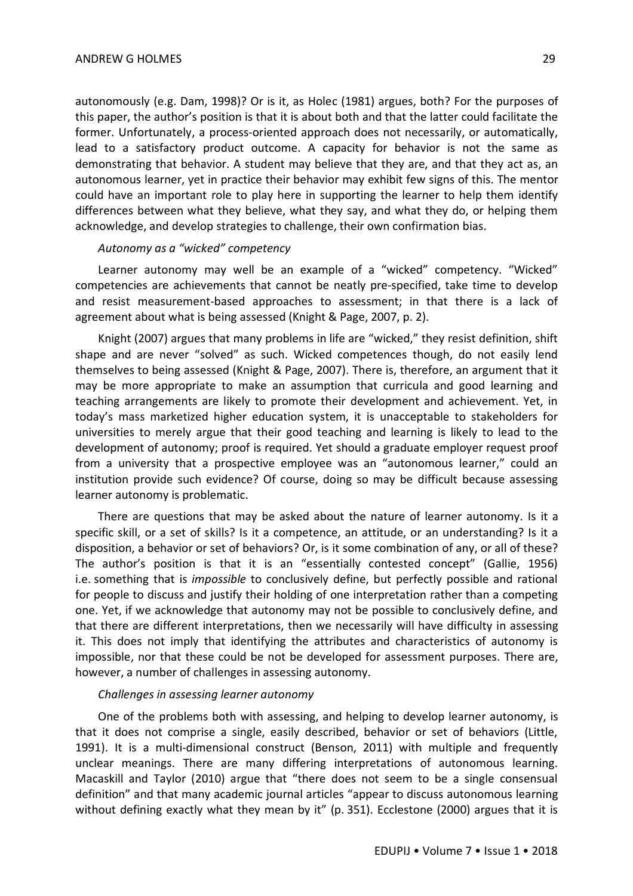autonomously (e.g. Dam, 1998)? Or is it, as Holec (1981) argues, both? For the purposes of this paper, the author's position is that it is about both and that the latter could facilitate the former. Unfortunately, a process-oriented approach does not necessarily, or automatically, lead to a satisfactory product outcome. A capacity for behavior is not the same as demonstrating that behavior. A student may believe that they are, and that they act as, an autonomous learner, yet in practice their behavior may exhibit few signs of this. The mentor could have an important role to play here in supporting the learner to help them identify differences between what they believe, what they say, and what they do, or helping them acknowledge, and develop strategies to challenge, their own confirmation bias.

### *Autonomy as a "wicked" competency*

Learner autonomy may well be an example of a "wicked" competency. "Wicked" competencies are achievements that cannot be neatly pre-specified, take time to develop and resist measurement-based approaches to assessment; in that there is a lack of agreement about what is being assessed (Knight & Page, 2007, p. 2).

Knight (2007) argues that many problems in life are "wicked," they resist definition, shift shape and are never "solved" as such. Wicked competences though, do not easily lend themselves to being assessed (Knight & Page, 2007). There is, therefore, an argument that it may be more appropriate to make an assumption that curricula and good learning and teaching arrangements are likely to promote their development and achievement. Yet, in today's mass marketized higher education system, it is unacceptable to stakeholders for universities to merely argue that their good teaching and learning is likely to lead to the development of autonomy; proof is required. Yet should a graduate employer request proof from a university that a prospective employee was an "autonomous learner," could an institution provide such evidence? Of course, doing so may be difficult because assessing learner autonomy is problematic.

There are questions that may be asked about the nature of learner autonomy. Is it a specific skill, or a set of skills? Is it a competence, an attitude, or an understanding? Is it a disposition, a behavior or set of behaviors? Or, is it some combination of any, or all of these? The author's position is that it is an "essentially contested concept" (Gallie, 1956) i.e. something that is *impossible* to conclusively define, but perfectly possible and rational for people to discuss and justify their holding of one interpretation rather than a competing one. Yet, if we acknowledge that autonomy may not be possible to conclusively define, and that there are different interpretations, then we necessarily will have difficulty in assessing it. This does not imply that identifying the attributes and characteristics of autonomy is impossible, nor that these could be not be developed for assessment purposes. There are, however, a number of challenges in assessing autonomy.

### *Challenges in assessing learner autonomy*

One of the problems both with assessing, and helping to develop learner autonomy, is that it does not comprise a single, easily described, behavior or set of behaviors (Little, 1991). It is a multi-dimensional construct (Benson, 2011) with multiple and frequently unclear meanings. There are many differing interpretations of autonomous learning. Macaskill and Taylor (2010) argue that "there does not seem to be a single consensual definition" and that many academic journal articles "appear to discuss autonomous learning without defining exactly what they mean by it" (p. 351). Ecclestone (2000) argues that it is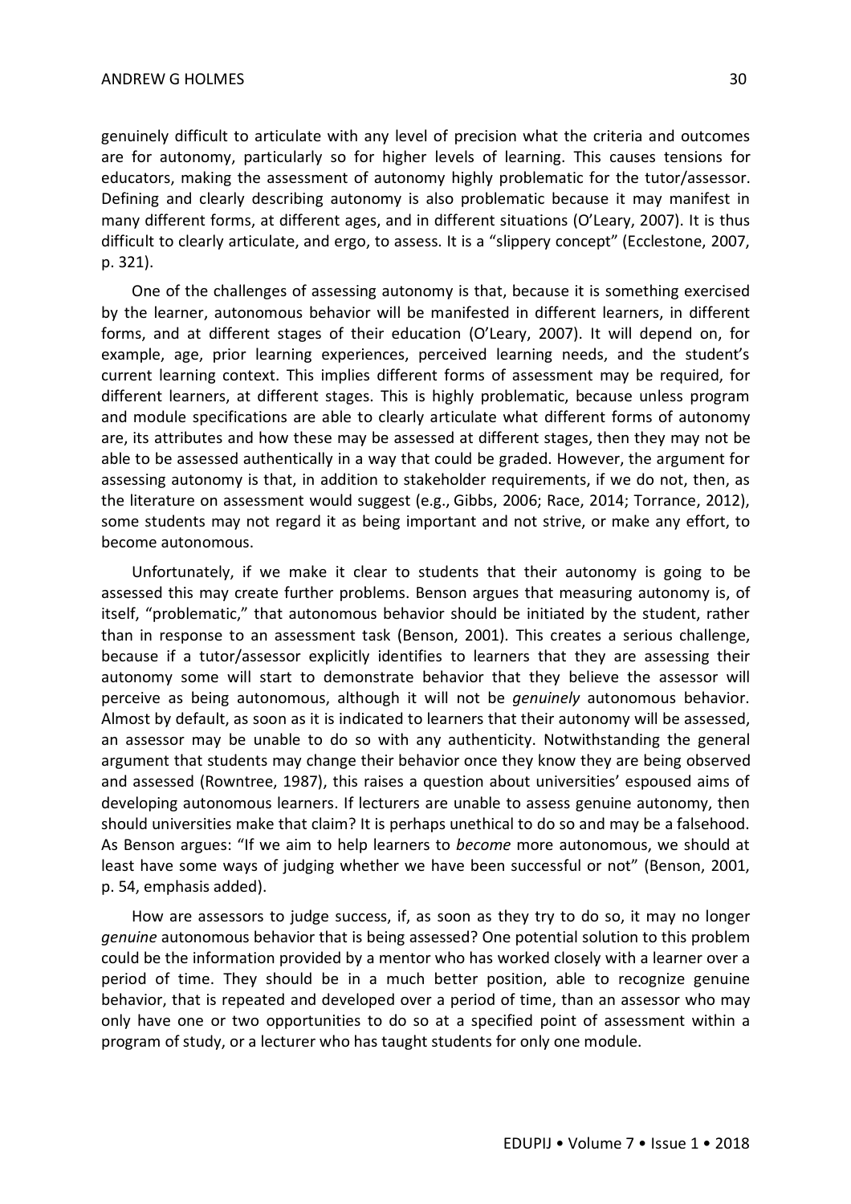genuinely difficult to articulate with any level of precision what the criteria and outcomes are for autonomy, particularly so for higher levels of learning. This causes tensions for educators, making the assessment of autonomy highly problematic for the tutor/assessor. Defining and clearly describing autonomy is also problematic because it may manifest in many different forms, at different ages, and in different situations (O'Leary, 2007). It is thus difficult to clearly articulate, and ergo, to assess. It is a "slippery concept" (Ecclestone, 2007, p. 321).

One of the challenges of assessing autonomy is that, because it is something exercised by the learner, autonomous behavior will be manifested in different learners, in different forms, and at different stages of their education (O'Leary, 2007). It will depend on, for example, age, prior learning experiences, perceived learning needs, and the student's current learning context. This implies different forms of assessment may be required, for different learners, at different stages. This is highly problematic, because unless program and module specifications are able to clearly articulate what different forms of autonomy are, its attributes and how these may be assessed at different stages, then they may not be able to be assessed authentically in a way that could be graded. However, the argument for assessing autonomy is that, in addition to stakeholder requirements, if we do not, then, as the literature on assessment would suggest (e.g., Gibbs, 2006; Race, 2014; Torrance, 2012), some students may not regard it as being important and not strive, or make any effort, to become autonomous.

Unfortunately, if we make it clear to students that their autonomy is going to be assessed this may create further problems. Benson argues that measuring autonomy is, of itself, "problematic," that autonomous behavior should be initiated by the student, rather than in response to an assessment task (Benson, 2001). This creates a serious challenge, because if a tutor/assessor explicitly identifies to learners that they are assessing their autonomy some will start to demonstrate behavior that they believe the assessor will perceive as being autonomous, although it will not be *genuinely* autonomous behavior. Almost by default, as soon as it is indicated to learners that their autonomy will be assessed, an assessor may be unable to do so with any authenticity. Notwithstanding the general argument that students may change their behavior once they know they are being observed and assessed (Rowntree, 1987), this raises a question about universities' espoused aims of developing autonomous learners. If lecturers are unable to assess genuine autonomy, then should universities make that claim? It is perhaps unethical to do so and may be a falsehood. As Benson argues: "If we aim to help learners to *become* more autonomous, we should at least have some ways of judging whether we have been successful or not" (Benson, 2001, p. 54, emphasis added).

How are assessors to judge success, if, as soon as they try to do so, it may no longer *genuine* autonomous behavior that is being assessed? One potential solution to this problem could be the information provided by a mentor who has worked closely with a learner over a period of time. They should be in a much better position, able to recognize genuine behavior, that is repeated and developed over a period of time, than an assessor who may only have one or two opportunities to do so at a specified point of assessment within a program of study, or a lecturer who has taught students for only one module.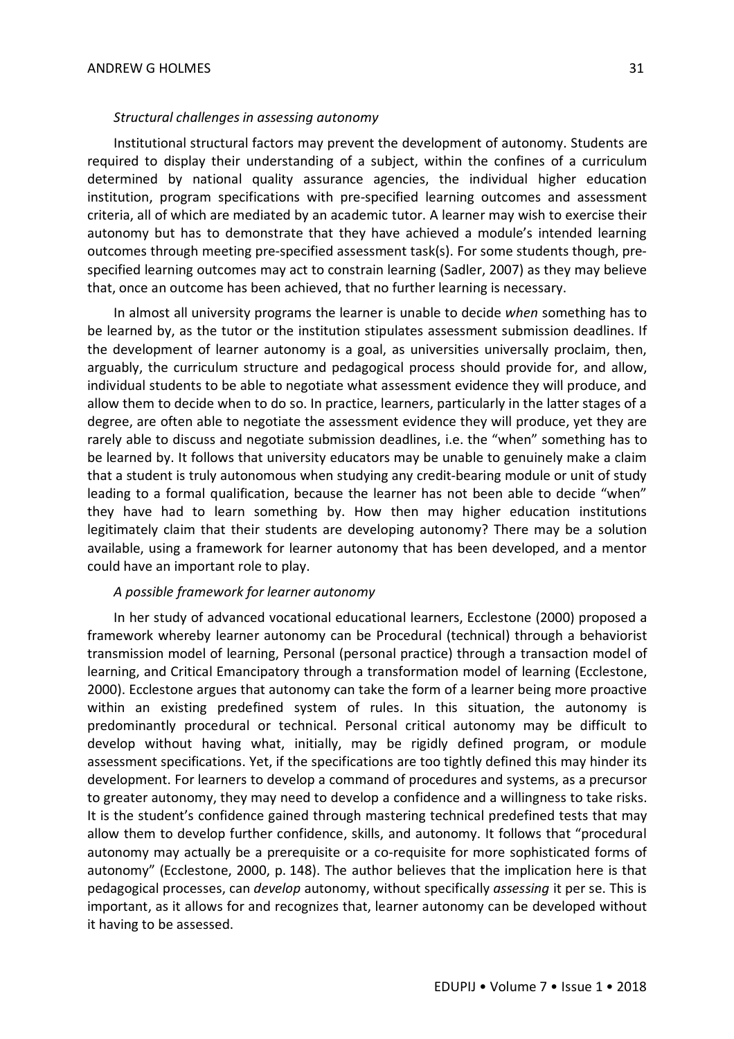*Structural challenges in assessing autonomy*

Institutional structural factors may prevent the development of autonomy. Students are required to display their understanding of a subject, within the confines of a curriculum determined by national quality assurance agencies, the individual higher education institution, program specifications with pre-specified learning outcomes and assessment criteria, all of which are mediated by an academic tutor. A learner may wish to exercise their autonomy but has to demonstrate that they have achieved a module's intended learning outcomes through meeting pre-specified assessment task(s). For some students though, pre-specified learning outcomes may act to constrain learning (Sadler, 2007) as they may believe that, once an outcome has been achieved, that no further learning is necessary.

In almost all university programs the learner is unable to decide *when* something has to be learned by, as the tutor or the institution stipulates assessment submission deadlines. If the development of learner autonomy is a goal, as universities universally proclaim, then, arguably, the curriculum structure and pedagogical process should provide for, and allow, individual students to be able to negotiate what assessment evidence they will produce, and allow them to decide when to do so. In practice, learners, particularly in the latter stages of a degree, are often able to negotiate the assessment evidence they will produce, yet they are rarely able to discuss and negotiate submission deadlines, i.e. the "when" something has to be learned by. It follows that university educators may be unable to genuinely make a claim that a student is truly autonomous when studying any credit-bearing module or unit of study leading to a formal qualification, because the learner has not been able to decide "when" they have had to learn something by. How then may higher education institutions legitimately claim that their students are developing autonomy? There may be a solution available, using a framework for learner autonomy that has been developed, and a mentor could have an important role to play.

*A possible framework for learner autonomy*

In her study of advanced vocational educational learners, Ecclestone (2000) proposed a framework whereby learner autonomy can be Procedural (technical) through a behaviorist transmission model of learning, Personal (personal practice) through a transaction model of learning, and Critical Emancipatory through a transformation model of learning (Ecclestone, 2000). Ecclestone argues that autonomy can take the form of a learner being more proactive within an existing predefined system of rules. In this situation, the autonomy is predominantly procedural or technical. Personal critical autonomy may be difficult to develop without having what, initially, may be rigidly defined program, or module assessment specifications. Yet, if the specifications are too tightly defined this may hinder its development. For learners to develop a command of procedures and systems, as a precursor to greater autonomy, they may need to develop a confidence and a willingness to take risks. It is the student's confidence gained through mastering technical predefined tests that may allow them to develop further confidence, skills, and autonomy. It follows that "procedural autonomy may actually be a prerequisite or a co-requisite for more sophisticated forms of autonomy" (Ecclestone, 2000, p. 148). The author believes that the implication here is that pedagogical processes, can *develop* autonomy, without specifically *assessing* it per se. This is important, as it allows for and recognizes that, learner autonomy can be developed without it having to be assessed.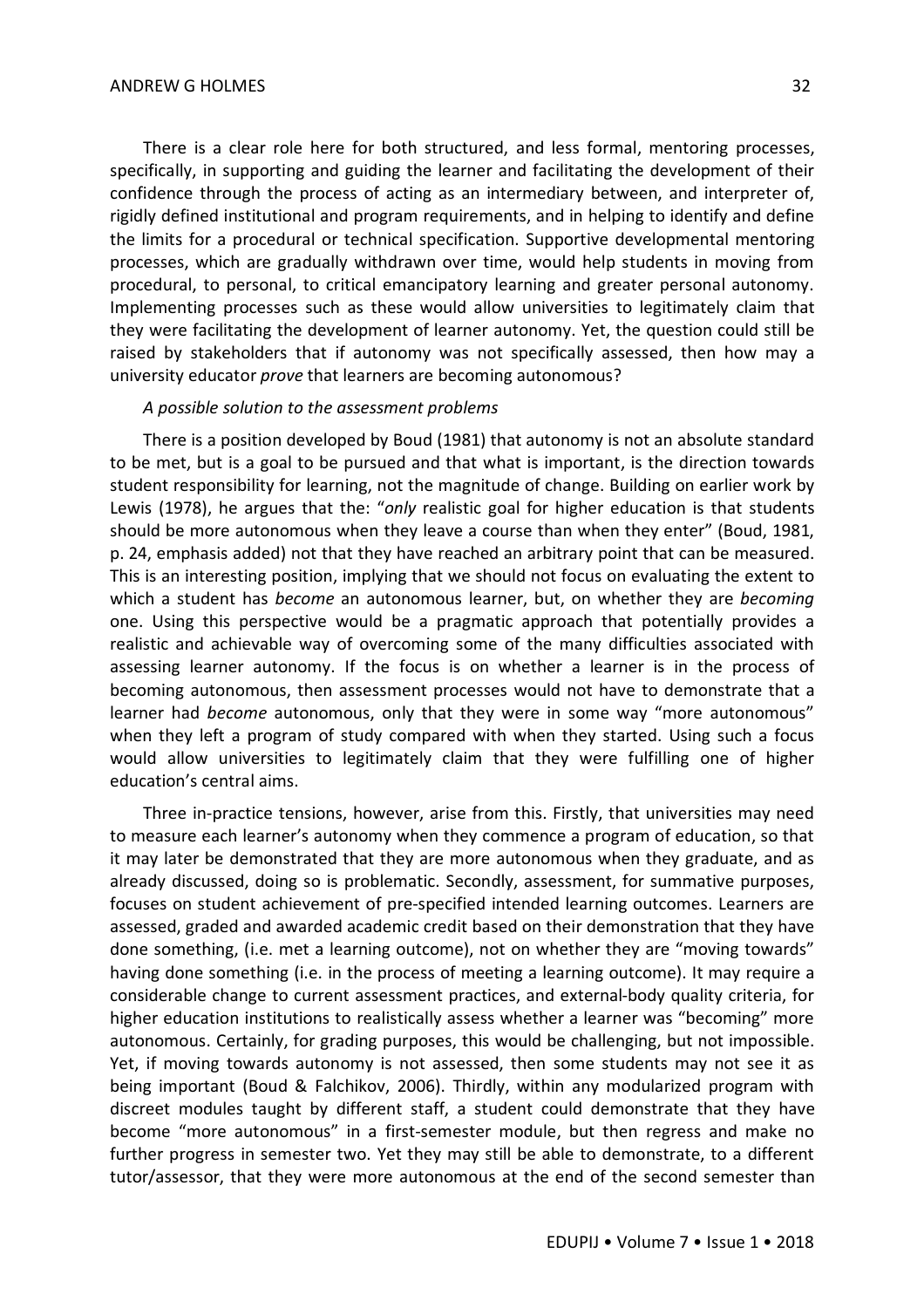There is a clear role here for both structured, and less formal, mentoring processes, specifically, in supporting and guiding the learner and facilitating the development of their confidence through the process of acting as an intermediary between, and interpreter of, rigidly defined institutional and program requirements, and in helping to identify and define the limits for a procedural or technical specification. Supportive developmental mentoring processes, which are gradually withdrawn over time, would help students in moving from procedural, to personal, to critical emancipatory learning and greater personal autonomy. Implementing processes such as these would allow universities to legitimately claim that they were facilitating the development of learner autonomy. Yet, the question could still be raised by stakeholders that if autonomy was not specifically assessed, then how may a university educator *prove* that learners are becoming autonomous?

*A possible solution to the assessment problems*

There is a position developed by Boud (1981) that autonomy is not an absolute standard to be met, but is a goal to be pursued and that what is important, is the direction towards student responsibility for learning, not the magnitude of change. Building on earlier work by Lewis (1978), he argues that the: "*only* realistic goal for higher education is that students should be more autonomous when they leave a course than when they enter" (Boud, 1981, p. 24, emphasis added) not that they have reached an arbitrary point that can be measured. This is an interesting position, implying that we should not focus on evaluating the extent to which a student has *become* an autonomous learner, but, on whether they are *becoming* one. Using this perspective would be a pragmatic approach that potentially provides a realistic and achievable way of overcoming some of the many difficulties associated with assessing learner autonomy. If the focus is on whether a learner is in the process of becoming autonomous, then assessment processes would not have to demonstrate that a learner had *become* autonomous, only that they were in some way "more autonomous" when they left a program of study compared with when they started. Using such a focus would allow universities to legitimately claim that they were fulfilling one of higher education's central aims.

Three in-practice tensions, however, arise from this. Firstly, that universities may need to measure each learner's autonomy when they commence a program of education, so that it may later be demonstrated that they are more autonomous when they graduate, and as already discussed, doing so is problematic. Secondly, assessment, for summative purposes, focuses on student achievement of pre-specified intended learning outcomes. Learners are assessed, graded and awarded academic credit based on their demonstration that they have done something, (i.e. met a learning outcome), not on whether they are "moving towards" having done something (i.e. in the process of meeting a learning outcome). It may require a considerable change to current assessment practices, and external-body quality criteria, for higher education institutions to realistically assess whether a learner was "becoming" more autonomous. Certainly, for grading purposes, this would be challenging, but not impossible. Yet, if moving towards autonomy is not assessed, then some students may not see it as being important (Boud & Falchikov, 2006). Thirdly, within any modularized program with discreet modules taught by different staff, a student could demonstrate that they have become "more autonomous" in a first-semester module, but then regress and make no further progress in semester two. Yet they may still be able to demonstrate, to a different tutor/assessor, that they were more autonomous at the end of the second semester than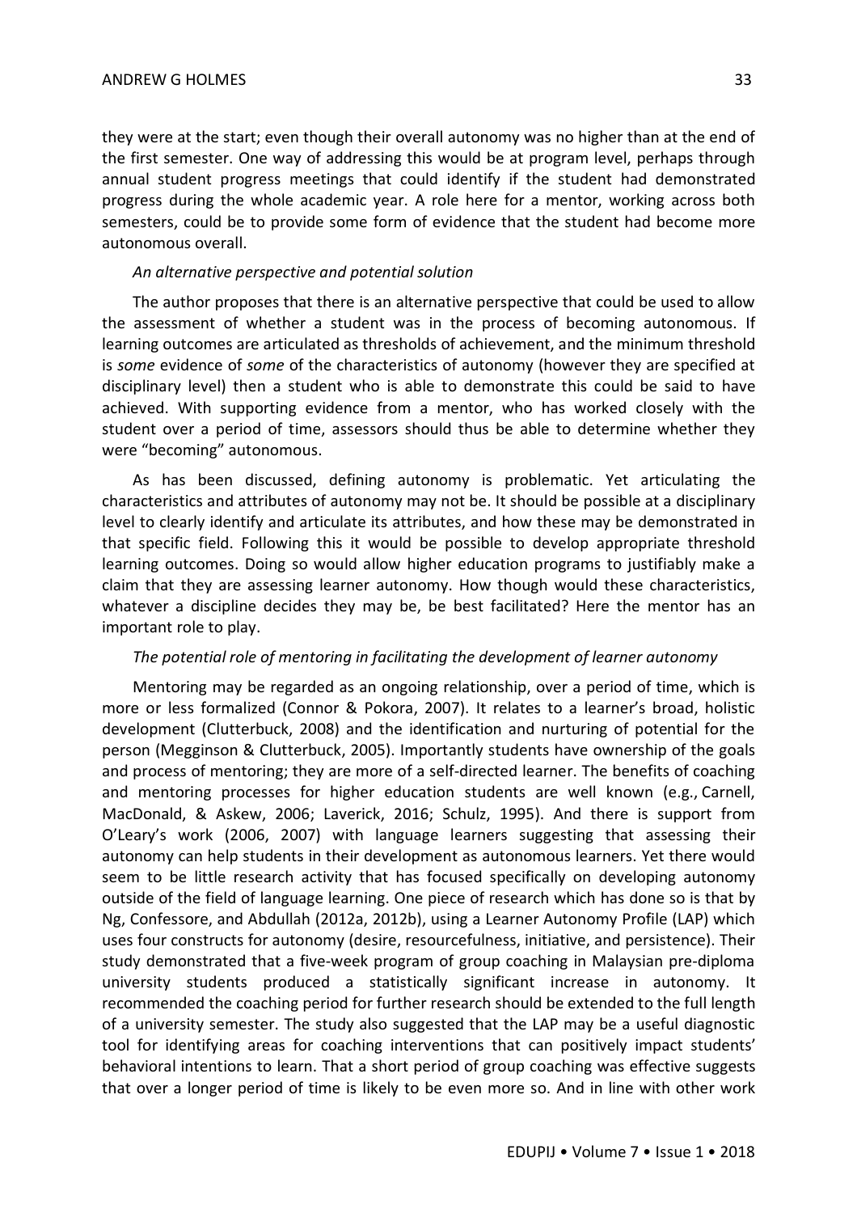they were at the start; even though their overall autonomy was no higher than at the end of the first semester. One way of addressing this would be at program level, perhaps through annual student progress meetings that could identify if the student had demonstrated progress during the whole academic year. A role here for a mentor, working across both semesters, could be to provide some form of evidence that the student had become more autonomous overall.

*An alternative perspective and potential solution*

The author proposes that there is an alternative perspective that could be used to allow the assessment of whether a student was in the process of becoming autonomous. If learning outcomes are articulated as thresholds of achievement, and the minimum threshold is *some* evidence of *some* of the characteristics of autonomy (however they are specified at disciplinary level) then a student who is able to demonstrate this could be said to have achieved. With supporting evidence from a mentor, who has worked closely with the student over a period of time, assessors should thus be able to determine whether they were "becoming" autonomous.

As has been discussed, defining autonomy is problematic. Yet articulating the characteristics and attributes of autonomy may not be. It should be possible at a disciplinary level to clearly identify and articulate its attributes, and how these may be demonstrated in that specific field. Following this it would be possible to develop appropriate threshold learning outcomes. Doing so would allow higher education programs to justifiably make a claim that they are assessing learner autonomy. How though would these characteristics, whatever a discipline decides they may be, be best facilitated? Here the mentor has an important role to play.

*The potential role of mentoring in facilitating the development of learner autonomy*

Mentoring may be regarded as an ongoing relationship, over a period of time, which is more or less formalized (Connor & Pokora, 2007). It relates to a learner's broad, holistic development (Clutterbuck, 2008) and the identification and nurturing of potential for the person (Megginson & Clutterbuck, 2005). Importantly students have ownership of the goals and process of mentoring; they are more of a self-directed learner. The benefits of coaching and mentoring processes for higher education students are well known (e.g., Carnell, MacDonald, & Askew, 2006; Laverick, 2016; Schulz, 1995). And there is support from O'Leary's work (2006, 2007) with language learners suggesting that assessing their autonomy can help students in their development as autonomous learners. Yet there would seem to be little research activity that has focused specifically on developing autonomy outside of the field of language learning. One piece of research which has done so is that by Ng, Confessore, and Abdullah (2012a, 2012b), using a Learner Autonomy Profile (LAP) which uses four constructs for autonomy (desire, resourcefulness, initiative, and persistence). Their study demonstrated that a five-week program of group coaching in Malaysian pre-diploma university students produced a statistically significant increase in autonomy. It recommended the coaching period for further research should be extended to the full length of a university semester. The study also suggested that the LAP may be a useful diagnostic tool for identifying areas for coaching interventions that can positively impact students' behavioral intentions to learn. That a short period of group coaching was effective suggests that over a longer period of time is likely to be even more so. And in line with other work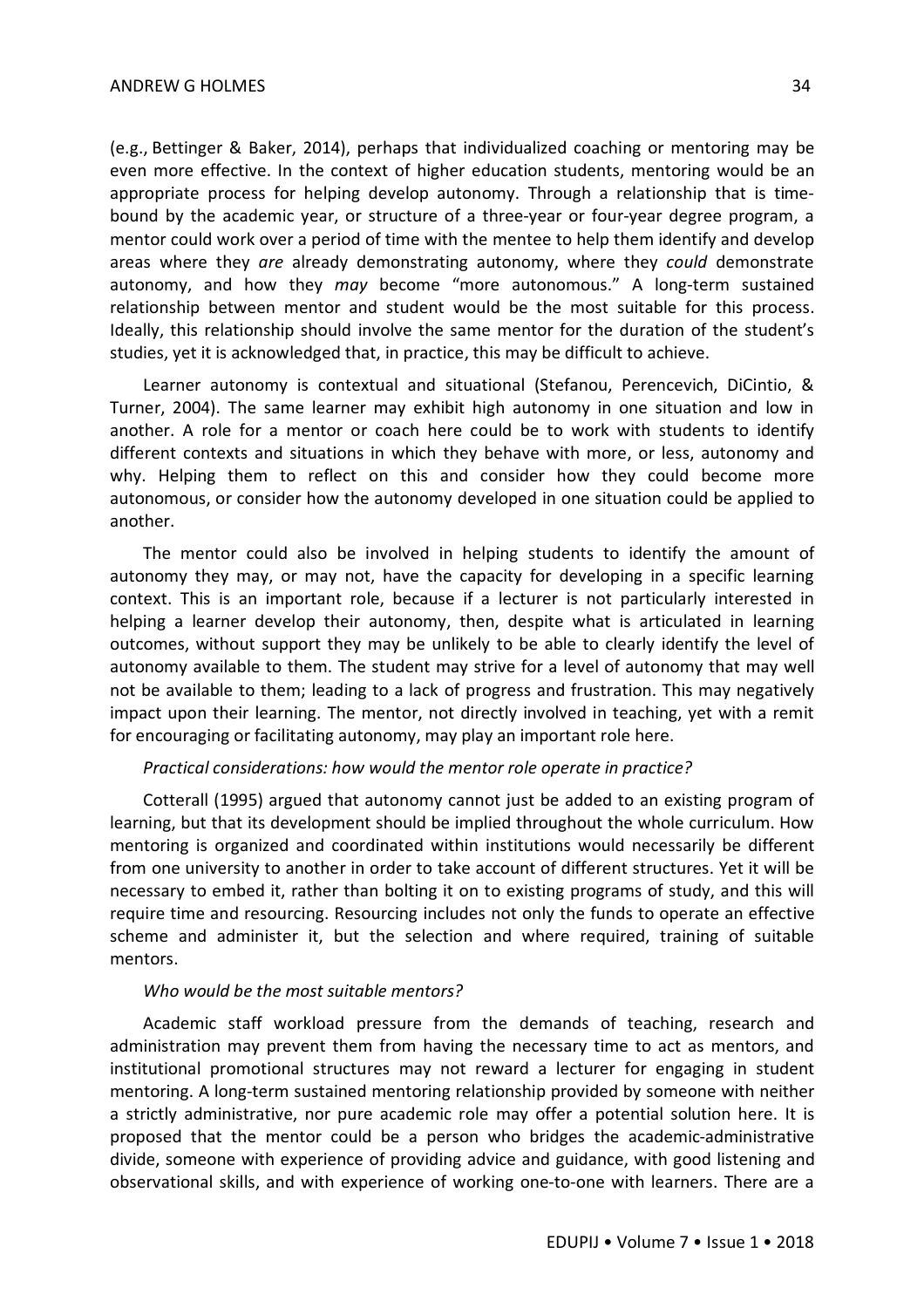(e.g., Bettinger & Baker, 2014), perhaps that individualized coaching or mentoring may be even more effective. In the context of higher education students, mentoring would be an appropriate process for helping develop autonomy. Through a relationship that is time-bound by the academic year, or structure of a three-year or four-year degree program, a mentor could work over a period of time with the mentee to help them identify and develop areas where they *are* already demonstrating autonomy, where they *could* demonstrate autonomy, and how they *may* become "more autonomous." A long-term sustained relationship between mentor and student would be the most suitable for this process. Ideally, this relationship should involve the same mentor for the duration of the student's studies, yet it is acknowledged that, in practice, this may be difficult to achieve.

Learner autonomy is contextual and situational (Stefanou, Perencevich, DiCintio, & Turner, 2004). The same learner may exhibit high autonomy in one situation and low in another. A role for a mentor or coach here could be to work with students to identify different contexts and situations in which they behave with more, or less, autonomy and why. Helping them to reflect on this and consider how they could become more autonomous, or consider how the autonomy developed in one situation could be applied to another.

The mentor could also be involved in helping students to identify the amount of autonomy they may, or may not, have the capacity for developing in a specific learning context. This is an important role, because if a lecturer is not particularly interested in helping a learner develop their autonomy, then, despite what is articulated in learning outcomes, without support they may be unlikely to be able to clearly identify the level of autonomy available to them. The student may strive for a level of autonomy that may well not be available to them; leading to a lack of progress and frustration. This may negatively impact upon their learning. The mentor, not directly involved in teaching, yet with a remit for encouraging or facilitating autonomy, may play an important role here.

*Practical considerations: how would the mentor role operate in practice?*

Cotterall (1995) argued that autonomy cannot just be added to an existing program of learning, but that its development should be implied throughout the whole curriculum. How mentoring is organized and coordinated within institutions would necessarily be different from one university to another in order to take account of different structures. Yet it will be necessary to embed it, rather than bolting it on to existing programs of study, and this will require time and resourcing. Resourcing includes not only the funds to operate an effective scheme and administer it, but the selection and where required, training of suitable mentors.

*Who would be the most suitable mentors?*

Academic staff workload pressure from the demands of teaching, research and administration may prevent them from having the necessary time to act as mentors, and institutional promotional structures may not reward a lecturer for engaging in student mentoring. A long-term sustained mentoring relationship provided by someone with neither a strictly administrative, nor pure academic role may offer a potential solution here. It is proposed that the mentor could be a person who bridges the academic-administrative divide, someone with experience of providing advice and guidance, with good listening and observational skills, and with experience of working one-to-one with learners. There are a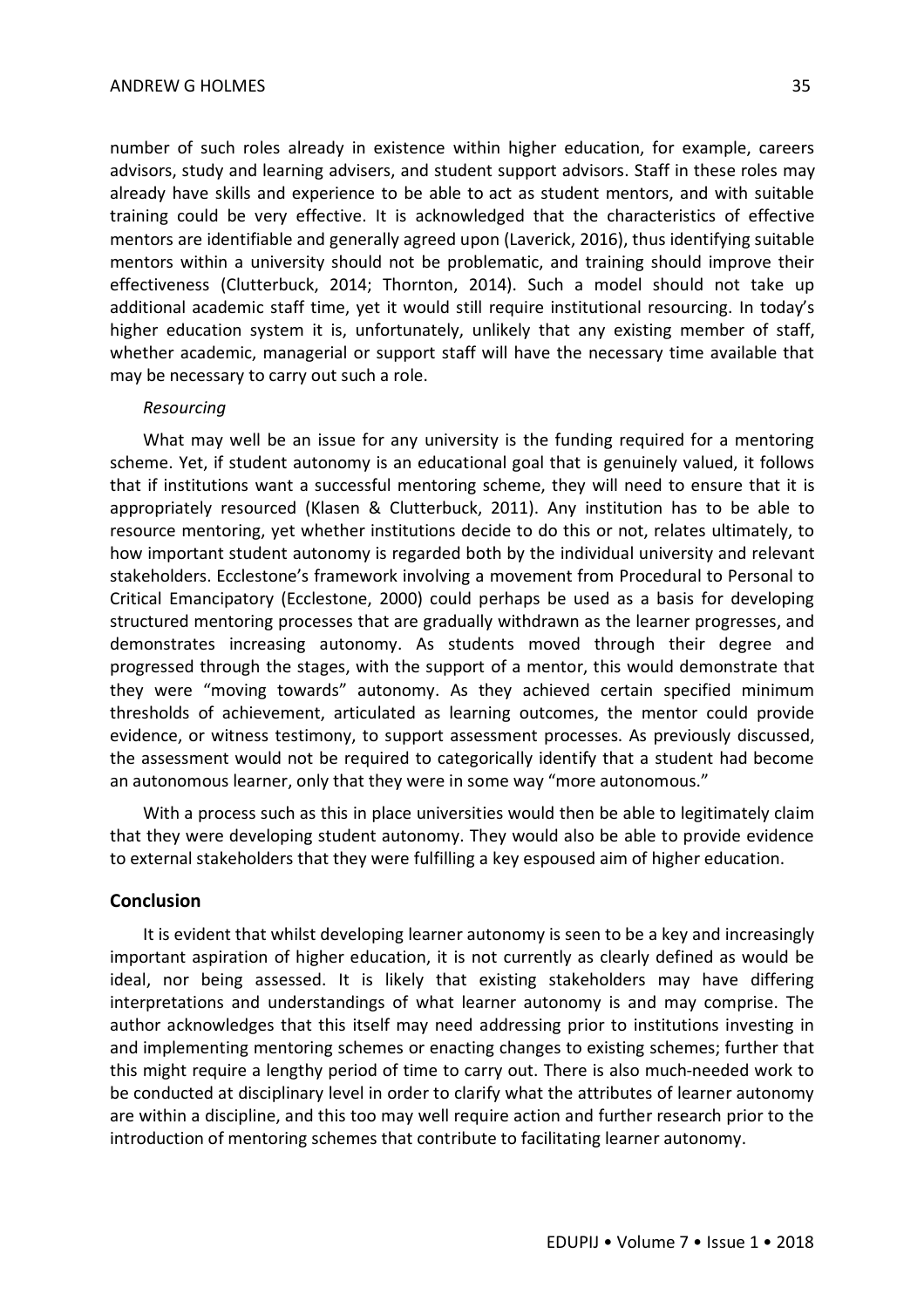number of such roles already in existence within higher education, for example, careers advisors, study and learning advisers, and student support advisors. Staff in these roles may already have skills and experience to be able to act as student mentors, and with suitable training could be very effective. It is acknowledged that the characteristics of effective mentors are identifiable and generally agreed upon (Laverick, 2016), thus identifying suitable mentors within a university should not be problematic, and training should improve their effectiveness (Clutterbuck, 2014; Thornton, 2014). Such a model should not take up additional academic staff time, yet it would still require institutional resourcing. In today's higher education system it is, unfortunately, unlikely that any existing member of staff, whether academic, managerial or support staff will have the necessary time available that may be necessary to carry out such a role.

*Resourcing*

What may well be an issue for any university is the funding required for a mentoring scheme. Yet, if student autonomy is an educational goal that is genuinely valued, it follows that if institutions want a successful mentoring scheme, they will need to ensure that it is appropriately resourced (Klasen & Clutterbuck, 2011). Any institution has to be able to resource mentoring, yet whether institutions decide to do this or not, relates ultimately, to how important student autonomy is regarded both by the individual university and relevant stakeholders. Ecclestone's framework involving a movement from Procedural to Personal to Critical Emancipatory (Ecclestone, 2000) could perhaps be used as a basis for developing structured mentoring processes that are gradually withdrawn as the learner progresses, and demonstrates increasing autonomy. As students moved through their degree and progressed through the stages, with the support of a mentor, this would demonstrate that they were "moving towards" autonomy. As they achieved certain specified minimum thresholds of achievement, articulated as learning outcomes, the mentor could provide evidence, or witness testimony, to support assessment processes. As previously discussed, the assessment would not be required to categorically identify that a student had become an autonomous learner, only that they were in some way "more autonomous."

With a process such as this in place universities would then be able to legitimately claim that they were developing student autonomy. They would also be able to provide evidence to external stakeholders that they were fulfilling a key espoused aim of higher education.

## Conclusion

It is evident that whilst developing learner autonomy is seen to be a key and increasingly important aspiration of higher education, it is not currently as clearly defined as would be ideal, nor being assessed. It is likely that existing stakeholders may have differing interpretations and understandings of what learner autonomy is and may comprise. The author acknowledges that this itself may need addressing prior to institutions investing in and implementing mentoring schemes or enacting changes to existing schemes; further that this might require a lengthy period of time to carry out. There is also much-needed work to be conducted at disciplinary level in order to clarify what the attributes of learner autonomy are within a discipline, and this too may well require action and further research prior to the introduction of mentoring schemes that contribute to facilitating learner autonomy.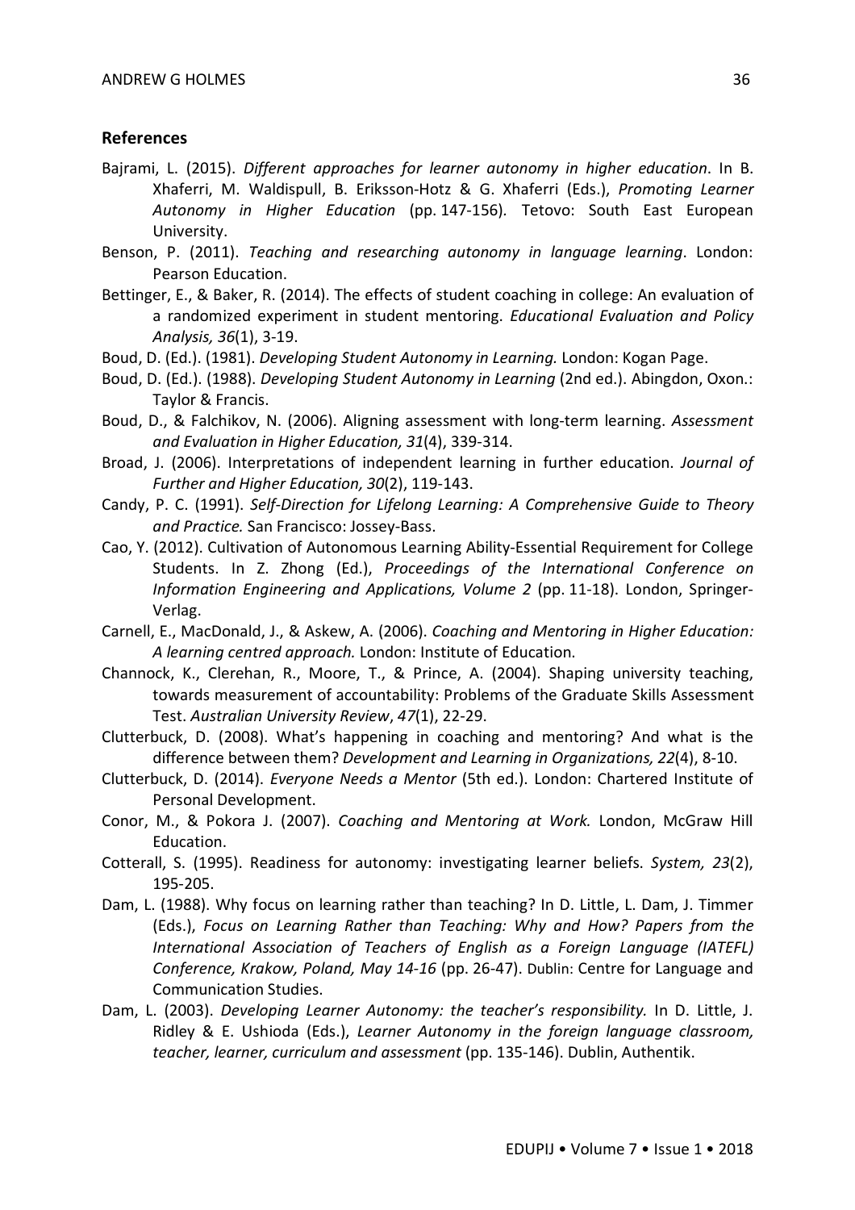## References

Bajrami, L. (2015). *Different approaches for learner autonomy in higher education*. In B. Xhaferri, M. Waldispull, B. Eriksson-Hotz & G. Xhaferri (Eds.), *Promoting Learner Autonomy in Higher Education* (pp. 147-156). Tetovo: South East European University.

Benson, P. (2011). *Teaching and researching autonomy in language learning*. London: Pearson Education.

Bettinger, E., & Baker, R. (2014). The effects of student coaching in college: An evaluation of a randomized experiment in student mentoring. *Educational Evaluation and Policy Analysis, 36*(1), 3-19.

Boud, D. (Ed.). (1981). *Developing Student Autonomy in Learning.* London: Kogan Page.

Boud, D. (Ed.). (1988). *Developing Student Autonomy in Learning* (2nd ed.). Abingdon, Oxon.: Taylor & Francis.

Boud, D., & Falchikov, N. (2006). Aligning assessment with long-term learning. *Assessment and Evaluation in Higher Education, 31*(4), 339-314.

Broad, J. (2006). Interpretations of independent learning in further education. *Journal of Further and Higher Education, 30*(2), 119-143.

Candy, P. C. (1991). *Self-Direction for Lifelong Learning: A Comprehensive Guide to Theory and Practice.* San Francisco: Jossey-Bass.

Cao, Y. (2012). Cultivation of Autonomous Learning Ability-Essential Requirement for College Students. In Z. Zhong (Ed.), *Proceedings of the International Conference on Information Engineering and Applications, Volume 2* (pp. 11-18). London, Springer-Verlag.

Carnell, E., MacDonald, J., & Askew, A. (2006). *Coaching and Mentoring in Higher Education: A learning centred approach.* London: Institute of Education.

Channock, K., Clerehan, R., Moore, T., & Prince, A. (2004). Shaping university teaching, towards measurement of accountability: Problems of the Graduate Skills Assessment Test. *Australian University Review*, *47*(1), 22-29.

Clutterbuck, D. (2008). What's happening in coaching and mentoring? And what is the difference between them? *Development and Learning in Organizations, 22*(4), 8-10.

Clutterbuck, D. (2014). *Everyone Needs a Mentor* (5th ed.). London: Chartered Institute of Personal Development.

Conor, M., & Pokora J. (2007). *Coaching and Mentoring at Work.* London, McGraw Hill Education.

Cotterall, S. (1995). Readiness for autonomy: investigating learner beliefs. *System, 23*(2), 195-205.

Dam, L. (1988). Why focus on learning rather than teaching? In D. Little, L. Dam, J. Timmer (Eds.), *Focus on Learning Rather than Teaching: Why and How? Papers from the International Association of Teachers of English as a Foreign Language (IATEFL) Conference, Krakow, Poland, May 14-16* (pp. 26-47). Dublin: Centre for Language and Communication Studies.

Dam, L. (2003). *Developing Learner Autonomy: the teacher's responsibility.* In D. Little, J. Ridley & E. Ushioda (Eds.), *Learner Autonomy in the foreign language classroom, teacher, learner, curriculum and assessment* (pp. 135-146). Dublin, Authentik.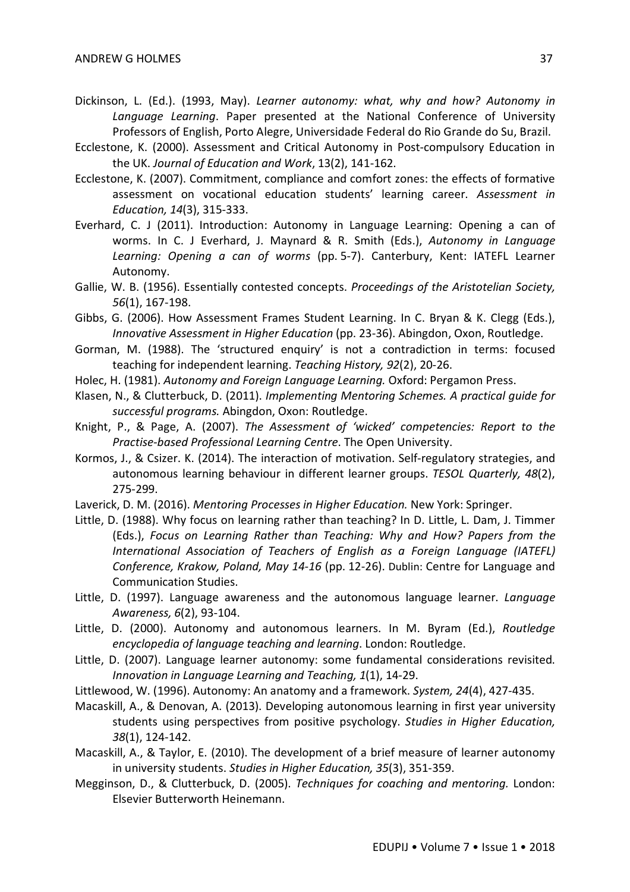Dickinson, L. (Ed.). (1993, May). *Learner autonomy: what, why and how? Autonomy in Language Learning*. Paper presented at the National Conference of University Professors of English, Porto Alegre, Universidade Federal do Rio Grande do Su, Brazil.

Ecclestone, K. (2000). Assessment and Critical Autonomy in Post-compulsory Education in the UK. *Journal of Education and Work*, 13(2), 141-162.

Ecclestone, K. (2007). Commitment, compliance and comfort zones: the effects of formative assessment on vocational education students' learning career. *Assessment in Education, 14*(3), 315-333.

Everhard, C. J (2011). Introduction: Autonomy in Language Learning: Opening a can of worms. In C. J Everhard, J. Maynard & R. Smith (Eds.), *Autonomy in Language Learning: Opening a can of worms* (pp. 5-7). Canterbury, Kent: IATEFL Learner Autonomy.

Gallie, W. B. (1956). Essentially contested concepts. *Proceedings of the Aristotelian Society, 56*(1), 167-198.

Gibbs, G. (2006). How Assessment Frames Student Learning. In C. Bryan & K. Clegg (Eds.), *Innovative Assessment in Higher Education* (pp. 23-36). Abingdon, Oxon, Routledge.

Gorman, M. (1988). The 'structured enquiry' is not a contradiction in terms: focused teaching for independent learning. *Teaching History, 92*(2), 20-26.

Holec, H. (1981). *Autonomy and Foreign Language Learning.* Oxford: Pergamon Press.

Klasen, N., & Clutterbuck, D. (2011). *Implementing Mentoring Schemes. A practical guide for successful programs.* Abingdon, Oxon: Routledge.

Knight, P., & Page, A. (2007). *The Assessment of 'wicked' competencies: Report to the Practise-based Professional Learning Centre*. The Open University.

Kormos, J., & Csizer. K. (2014). The interaction of motivation. Self-regulatory strategies, and autonomous learning behaviour in different learner groups. *TESOL Quarterly, 48*(2), 275-299.

Laverick, D. M. (2016). *Mentoring Processes in Higher Education.* New York: Springer.

Little, D. (1988). Why focus on learning rather than teaching? In D. Little, L. Dam, J. Timmer (Eds.), *Focus on Learning Rather than Teaching: Why and How? Papers from the International Association of Teachers of English as a Foreign Language (IATEFL) Conference, Krakow, Poland, May 14-16* (pp. 12-26). Dublin: Centre for Language and Communication Studies.

Little, D. (1997). Language awareness and the autonomous language learner. *Language Awareness, 6*(2), 93-104.

Little, D. (2000). Autonomy and autonomous learners. In M. Byram (Ed.), *Routledge encyclopedia of language teaching and learning*. London: Routledge.

Little, D. (2007). Language learner autonomy: some fundamental considerations revisited. *Innovation in Language Learning and Teaching, 1*(1), 14-29.

Littlewood, W. (1996). Autonomy: An anatomy and a framework. *System, 24*(4), 427-435.

Macaskill, A., & Denovan, A. (2013). Developing autonomous learning in first year university students using perspectives from positive psychology. *Studies in Higher Education, 38*(1), 124-142.

Macaskill, A., & Taylor, E. (2010). The development of a brief measure of learner autonomy in university students. *Studies in Higher Education, 35*(3), 351-359.

Megginson, D., & Clutterbuck, D. (2005). *Techniques for coaching and mentoring.* London: Elsevier Butterworth Heinemann.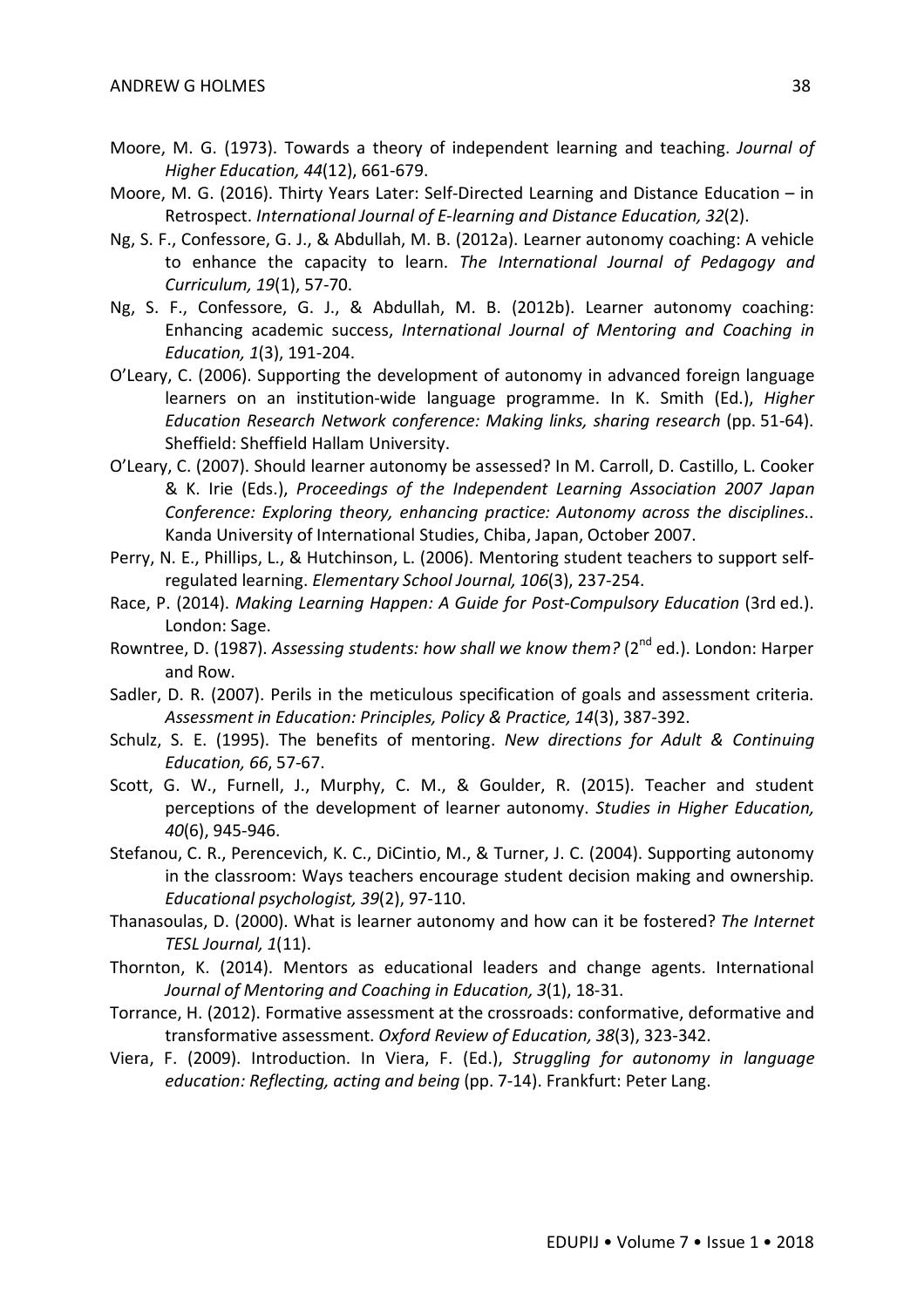Moore, M. G. (1973). Towards a theory of independent learning and teaching. *Journal of Higher Education, 44*(12), 661-679.

Moore, M. G. (2016). Thirty Years Later: Self-Directed Learning and Distance Education – in Retrospect. *International Journal of E-learning and Distance Education, 32*(2).

Ng, S. F., Confessore, G. J., & Abdullah, M. B. (2012a). Learner autonomy coaching: A vehicle to enhance the capacity to learn. *The International Journal of Pedagogy and Curriculum, 19*(1), 57-70.

Ng, S. F., Confessore, G. J., & Abdullah, M. B. (2012b). Learner autonomy coaching: Enhancing academic success, *International Journal of Mentoring and Coaching in Education, 1*(3), 191-204.

O'Leary, C. (2006). Supporting the development of autonomy in advanced foreign language learners on an institution-wide language programme. In K. Smith (Ed.), *Higher Education Research Network conference: Making links, sharing research* (pp. 51-64). Sheffield: Sheffield Hallam University.

O'Leary, C. (2007). Should learner autonomy be assessed? In M. Carroll, D. Castillo, L. Cooker & K. Irie (Eds.), *Proceedings of the Independent Learning Association 2007 Japan Conference: Exploring theory, enhancing practice: Autonomy across the disciplines.*. Kanda University of International Studies, Chiba, Japan, October 2007.

Perry, N. E., Phillips, L., & Hutchinson, L. (2006). Mentoring student teachers to support self-regulated learning. *Elementary School Journal, 106*(3), 237-254.

Race, P. (2014). *Making Learning Happen: A Guide for Post-Compulsory Education* (3rd ed.). London: Sage.

Rowntree, D. (1987). *Assessing students: how shall we know them?* (2nd ed.). London: Harper and Row.

Sadler, D. R. (2007). Perils in the meticulous specification of goals and assessment criteria. *Assessment in Education: Principles, Policy & Practice, 14*(3), 387-392.

Schulz, S. E. (1995). The benefits of mentoring. *New directions for Adult & Continuing Education, 66*, 57-67.

Scott, G. W., Furnell, J., Murphy, C. M., & Goulder, R. (2015). Teacher and student perceptions of the development of learner autonomy. *Studies in Higher Education, 40*(6), 945-946.

Stefanou, C. R., Perencevich, K. C., DiCintio, M., & Turner, J. C. (2004). Supporting autonomy in the classroom: Ways teachers encourage student decision making and ownership. *Educational psychologist, 39*(2), 97-110.

Thanasoulas, D. (2000). What is learner autonomy and how can it be fostered? *The Internet TESL Journal, 1*(11).

Thornton, K. (2014). Mentors as educational leaders and change agents. International *Journal of Mentoring and Coaching in Education, 3*(1), 18-31.

Torrance, H. (2012). Formative assessment at the crossroads: conformative, deformative and transformative assessment. *Oxford Review of Education, 38*(3), 323-342.

Viera, F. (2009). Introduction. In Viera, F. (Ed.), *Struggling for autonomy in language education: Reflecting, acting and being* (pp. 7-14). Frankfurt: Peter Lang.